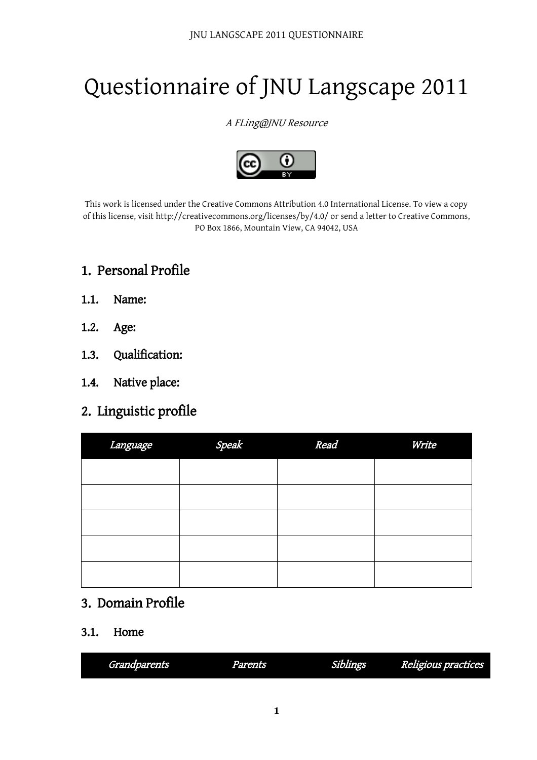# Questionnaire of JNU Langscape 2011

*A FLing@JNU Resource*

This work is licensed under the Creative Commons Attribution 4.0 International License. To view a copy of this license, visit http://creativecommons.org/licenses/by/4.0/ or send a letter to Creative Commons, PO Box 1866, Mountain View, CA 94042, USA

## 1. Personal Profile

### 1.1. Name:

### 1.2. Age:

### 1.3. Qualification:

### 1.4. Native place:

## 2. Linguistic profile

| *Language* | *Speak* | *Read* | *Write* |
|---|---|---|---|
| | | | |
| | | | |
| | | | |
| | | | |
| | | | |

## 3. Domain Profile

### 3.1. Home

| *Grandparents* | *Parents* | *Siblings* | *Religious practices* |
|---|---|---|---|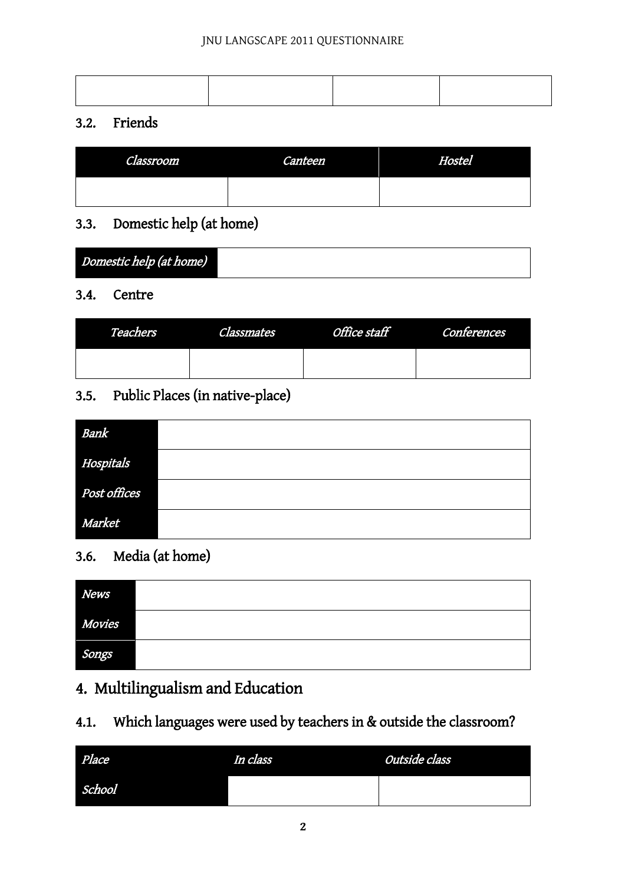| | | | |
|---|---|---|---|
| | | | |

### 3.2. Friends

| *Classroom* | *Canteen* | *Hostel* |
|---|---|---|
| | | |

### 3.3. Domestic help (at home)

| *Domestic help (at home)* | |
|---|---|

### 3.4. Centre

| *Teachers* | *Classmates* | *Office staff* | *Conferences* |
|---|---|---|---|
| | | | |

### 3.5. Public Places (in native-place)

| | |
|---|---|
| *Bank* | |
| *Hospitals* | |
| *Post offices* | |
| *Market* | |

### 3.6. Media (at home)

| | |
|---|---|
| *News* | |
| *Movies* | |
| *Songs* | |

## 4. Multilingualism and Education

### 4.1. Which languages were used by teachers in & outside the classroom?

| *Place* | *In class* | *Outside class* |
|---|---|---|
| *School* | | |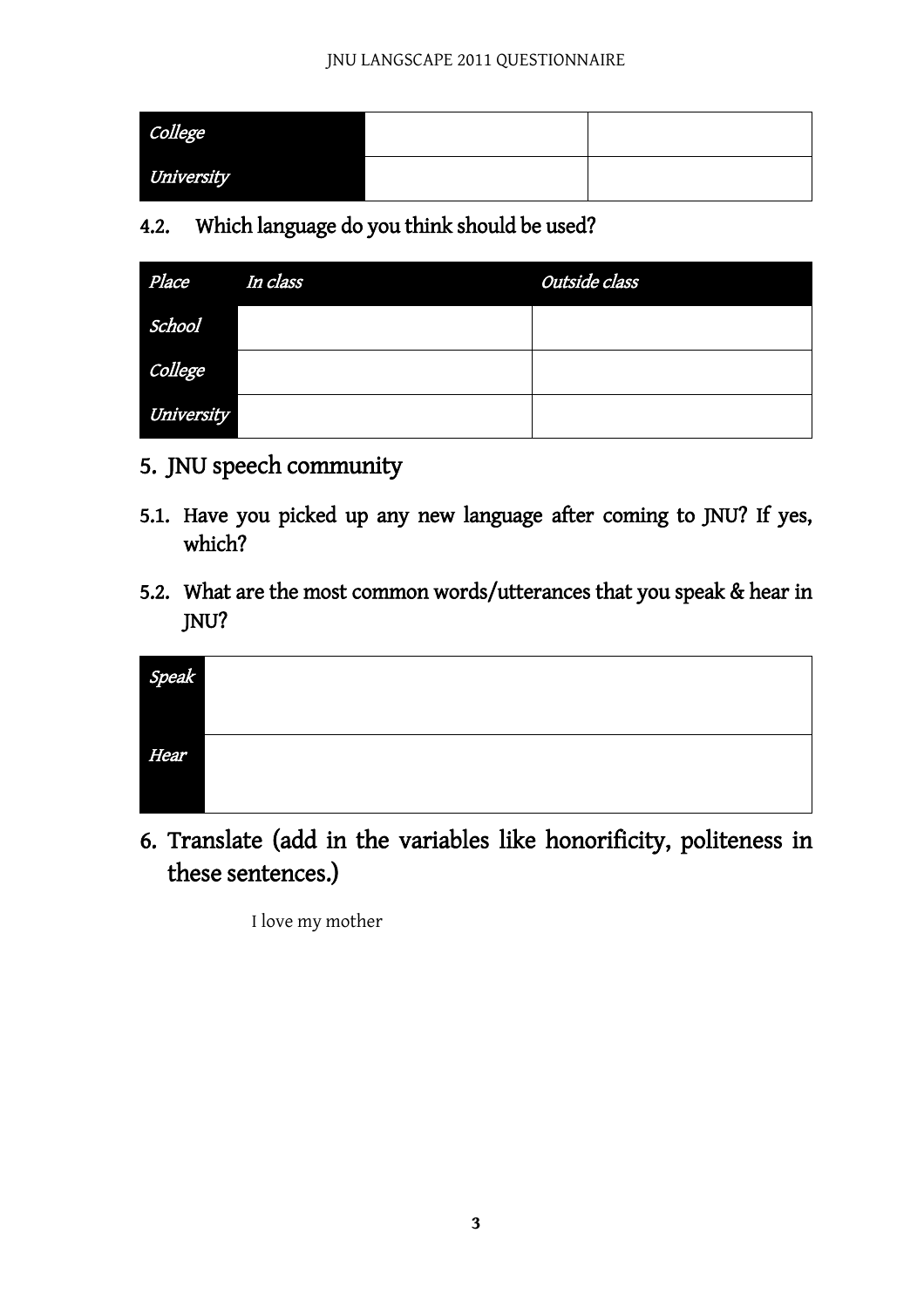| | | |
|---|---|---|
| *College* | | |
| *University* | | |

### 4.2. Which language do you think should be used?

| *Place* | *In class* | *Outside class* |
|---|---|---|
| *School* | | |
| *College* | | |
| *University* | | |

## 5. JNU speech community

### 5.1. Have you picked up any new language after coming to JNU? If yes, which?

### 5.2. What are the most common words/utterances that you speak & hear in JNU?

| | |
|---|---|
| *Speak* | |
| *Hear* | |

## 6. Translate (add in the variables like honorificity, politeness in these sentences.)

I love my mother